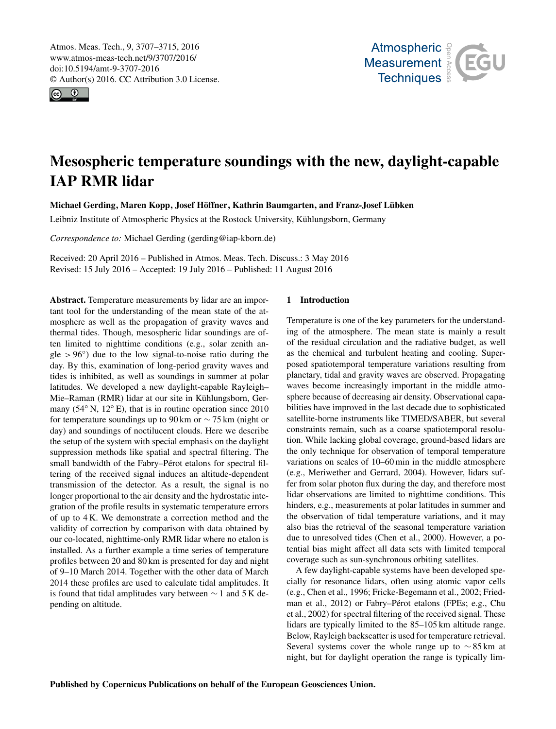# Mesospheric temperature soundings with the new, daylight-capable IAP RMR lidar

**Michael Gerding, Maren Kopp, Josef Höffner, Kathrin Baumgarten, and Franz-Josef Lübken**

Leibniz Institute of Atmospheric Physics at the Rostock University, Kühlungsborn, Germany

*Correspondence to:* Michael Gerding (gerding@iap-kborn.de)

Received: 20 April 2016 – Published in Atmos. Meas. Tech. Discuss.: 3 May 2016
Revised: 15 July 2016 – Accepted: 19 July 2016 – Published: 11 August 2016

**Abstract.** Temperature measurements by lidar are an important tool for the understanding of the mean state of the atmosphere as well as the propagation of gravity waves and thermal tides. Though, mesospheric lidar soundings are often limited to nighttime conditions (e.g., solar zenith angle $>96°$) due to the low signal-to-noise ratio during the day. By this, examination of long-period gravity waves and tides is inhibited, as well as soundings in summer at polar latitudes. We developed a new daylight-capable Rayleigh–Mie–Raman (RMR) lidar at our site in Kühlungsborn, Germany (54° N, 12° E), that is in routine operation since 2010 for temperature soundings up to 90 km or $\sim 75$ km (night or day) and soundings of noctilucent clouds. Here we describe the setup of the system with special emphasis on the daylight suppression methods like spatial and spectral filtering. The small bandwidth of the Fabry–Pérot etalons for spectral filtering of the received signal induces an altitude-dependent transmission of the detector. As a result, the signal is no longer proportional to the air density and the hydrostatic integration of the profile results in systematic temperature errors of up to 4 K. We demonstrate a correction method and the validity of correction by comparison with data obtained by our co-located, nighttime-only RMR lidar where no etalon is installed. As a further example a time series of temperature profiles between 20 and 80 km is presented for day and night of 9–10 March 2014. Together with the other data of March 2014 these profiles are used to calculate tidal amplitudes. It is found that tidal amplitudes vary between $\sim 1$ and 5 K depending on altitude.

## 1 Introduction

Temperature is one of the key parameters for the understanding of the atmosphere. The mean state is mainly a result of the residual circulation and the radiative budget, as well as the chemical and turbulent heating and cooling. Superposed spatiotemporal temperature variations resulting from planetary, tidal and gravity waves are observed. Propagating waves become increasingly important in the middle atmosphere because of decreasing air density. Observational capabilities have improved in the last decade due to sophisticated satellite-borne instruments like TIMED/SABER, but several constraints remain, such as a coarse spatiotemporal resolution. While lacking global coverage, ground-based lidars are the only technique for observation of temporal temperature variations on scales of 10–60 min in the middle atmosphere (e.g., Meriwether and Gerrard, 2004). However, lidars suffer from solar photon flux during the day, and therefore most lidar observations are limited to nighttime conditions. This hinders, e.g., measurements at polar latitudes in summer and the observation of tidal temperature variations, and it may also bias the retrieval of the seasonal temperature variation due to unresolved tides (Chen et al., 2000). However, a potential bias might affect all data sets with limited temporal coverage such as sun-synchronous orbiting satellites.

A few daylight-capable systems have been developed specially for resonance lidars, often using atomic vapor cells (e.g., Chen et al., 1996; Fricke-Begemann et al., 2002; Friedman et al., 2012) or Fabry–Pérot etalons (FPEs; e.g., Chu et al., 2002) for spectral filtering of the received signal. These lidars are typically limited to the 85–105 km altitude range. Below, Rayleigh backscatter is used for temperature retrieval. Several systems cover the whole range up to $\sim 85$ km at night, but for daylight operation the range is typically lim-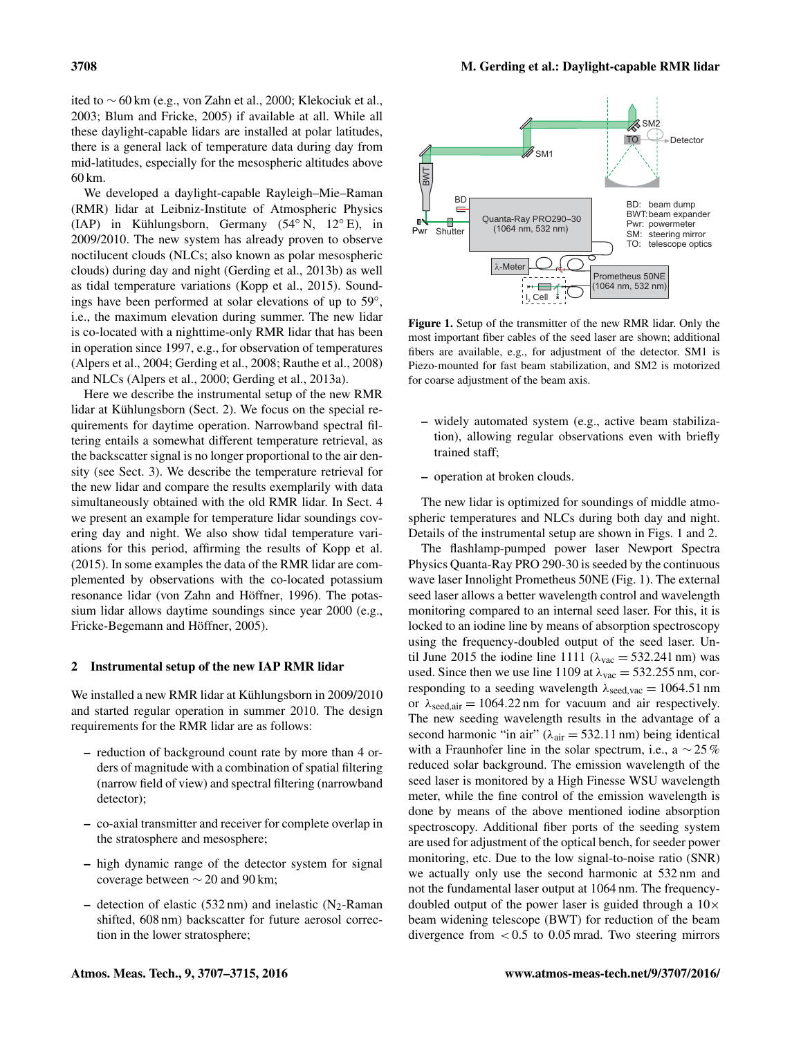ited to ∼ 60 km (e.g., von Zahn et al., 2000; Klekociuk et al., 2003; Blum and Fricke, 2005) if available at all. While all these daylight-capable lidars are installed at polar latitudes, there is a general lack of temperature data during day from mid-latitudes, especially for the mesospheric altitudes above 60 km.

We developed a daylight-capable Rayleigh–Mie–Raman (RMR) lidar at Leibniz-Institute of Atmospheric Physics (IAP) in Kühlungsborn, Germany (54° N, 12° E), in 2009/2010. The new system has already proven to observe noctilucent clouds (NLCs; also known as polar mesospheric clouds) during day and night (Gerding et al., 2013b) as well as tidal temperature variations (Kopp et al., 2015). Soundings have been performed at solar elevations of up to 59°, i.e., the maximum elevation during summer. The new lidar is co-located with a nighttime-only RMR lidar that has been in operation since 1997, e.g., for observation of temperatures (Alpers et al., 2004; Gerding et al., 2008; Rauthe et al., 2008) and NLCs (Alpers et al., 2000; Gerding et al., 2013a).

Here we describe the instrumental setup of the new RMR lidar at Kühlungsborn (Sect. 2). We focus on the special requirements for daytime operation. Narrowband spectral filtering entails a somewhat different temperature retrieval, as the backscatter signal is no longer proportional to the air density (see Sect. 3). We describe the temperature retrieval for the new lidar and compare the results exemplarily with data simultaneously obtained with the old RMR lidar. In Sect. 4 we present an example for temperature lidar soundings covering day and night. We also show tidal temperature variations for this period, affirming the results of Kopp et al. (2015). In some examples the data of the RMR lidar are complemented by observations with the co-located potassium resonance lidar (von Zahn and Höffner, 1996). The potassium lidar allows daytime soundings since year 2000 (e.g., Fricke-Begemann and Höffner, 2005).

## 2 Instrumental setup of the new IAP RMR lidar

We installed a new RMR lidar at Kühlungsborn in 2009/2010 and started regular operation in summer 2010. The design requirements for the RMR lidar are as follows:

- reduction of background count rate by more than 4 orders of magnitude with a combination of spatial filtering (narrow field of view) and spectral filtering (narrowband detector);
- co-axial transmitter and receiver for complete overlap in the stratosphere and mesosphere;
- high dynamic range of the detector system for signal coverage between ∼ 20 and 90 km;
- detection of elastic (532 nm) and inelastic ($N_2$-Raman shifted, 608 nm) backscatter for future aerosol correction in the lower stratosphere;
- widely automated system (e.g., active beam stabilization), allowing regular observations even with briefly trained staff;
- operation at broken clouds.

**Figure 1.** Setup of the transmitter of the new RMR lidar. Only the most important fiber cables of the seed laser are shown; additional fibers are available, e.g., for adjustment of the detector. SM1 is Piezo-mounted for fast beam stabilization, and SM2 is motorized for coarse adjustment of the beam axis.

The new lidar is optimized for soundings of middle atmospheric temperatures and NLCs during both day and night. Details of the instrumental setup are shown in Figs. 1 and 2.

The flashlamp-pumped power laser Newport Spectra Physics Quanta-Ray PRO 290-30 is seeded by the continuous wave laser Innolight Prometheus 50NE (Fig. 1). The external seed laser allows a better wavelength control and wavelength monitoring compared to an internal seed laser. For this, it is locked to an iodine line by means of absorption spectroscopy using the frequency-doubled output of the seed laser. Until June 2015 the iodine line 1111 ($\lambda_{vac} = 532.241$ nm) was used. Since then we use line 1109 at $\lambda_{vac} = 532.255$ nm, corresponding to a seeding wavelength $\lambda_{seed,vac} = 1064.51$ nm or $\lambda_{seed,air} = 1064.22$ nm for vacuum and air respectively. The new seeding wavelength results in the advantage of a second harmonic "in air" ($\lambda_{air} = 532.11$ nm) being identical with a Fraunhofer line in the solar spectrum, i.e., a ∼ 25 % reduced solar background. The emission wavelength of the seed laser is monitored by a High Finesse WSU wavelength meter, while the fine control of the emission wavelength is done by means of the above mentioned iodine absorption spectroscopy. Additional fiber ports of the seeding system are used for adjustment of the optical bench, for seeder power monitoring, etc. Due to the low signal-to-noise ratio (SNR) we actually only use the second harmonic at 532 nm and not the fundamental laser output at 1064 nm. The frequency-doubled output of the power laser is guided through a 10× beam widening telescope (BWT) for reduction of the beam divergence from < 0.5 to 0.05 mrad. Two steering mirrors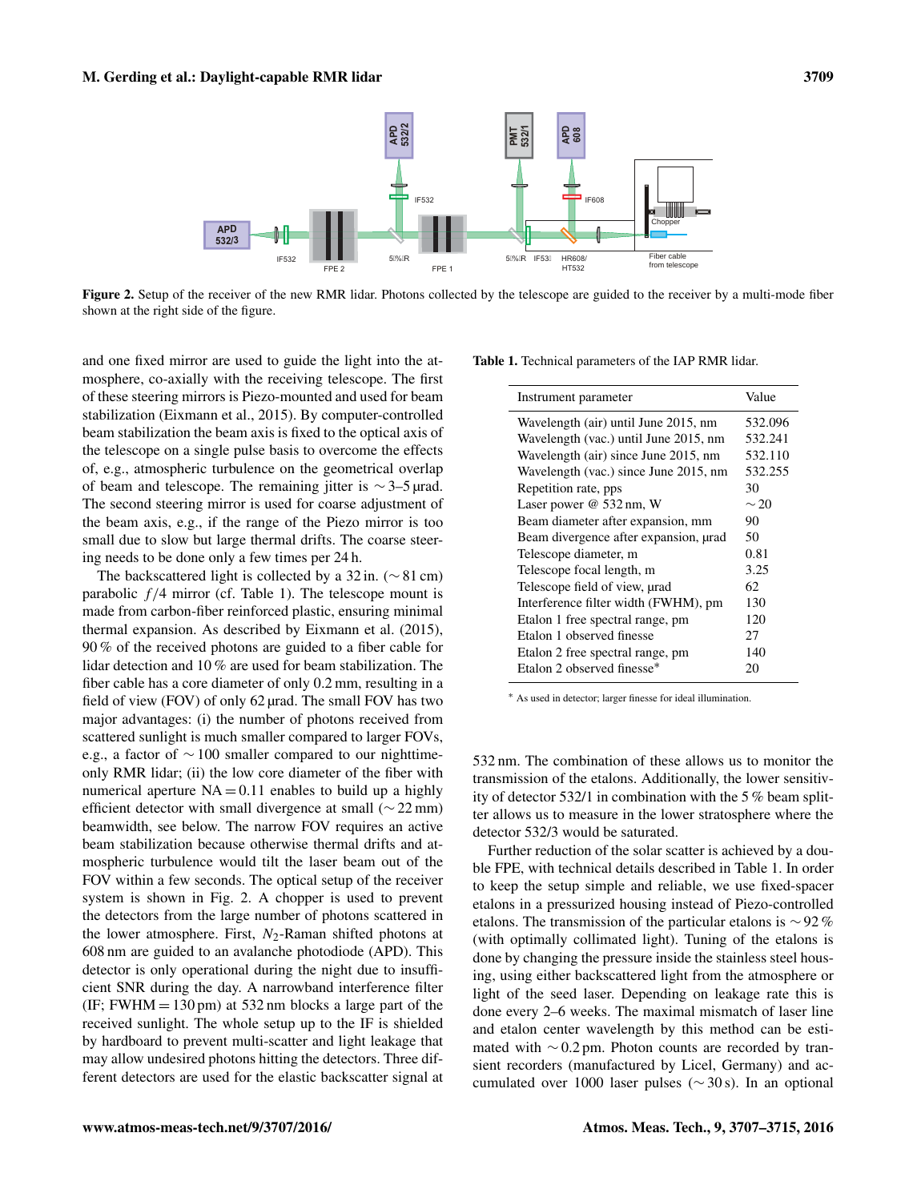Figure 2. Setup of the receiver of the new RMR lidar. Photons collected by the telescope are guided to the receiver by a multi-mode fiber shown at the right side of the figure.

and one fixed mirror are used to guide the light into the atmosphere, co-axially with the receiving telescope. The first of these steering mirrors is Piezo-mounted and used for beam stabilization (Eixmann et al., 2015). By computer-controlled beam stabilization the beam axis is fixed to the optical axis of the telescope on a single pulse basis to overcome the effects of, e.g., atmospheric turbulence on the geometrical overlap of beam and telescope. The remaining jitter is ∼ 3–5 µrad. The second steering mirror is used for coarse adjustment of the beam axis, e.g., if the range of the Piezo mirror is too small due to slow but large thermal drifts. The coarse steering needs to be done only a few times per 24 h.

The backscattered light is collected by a 32 in. (∼ 81 cm) parabolic $f/4$ mirror (cf. Table 1). The telescope mount is made from carbon-fiber reinforced plastic, ensuring minimal thermal expansion. As described by Eixmann et al. (2015), 90 % of the received photons are guided to a fiber cable for lidar detection and 10 % are used for beam stabilization. The fiber cable has a core diameter of only 0.2 mm, resulting in a field of view (FOV) of only 62 µrad. The small FOV has two major advantages: (i) the number of photons received from scattered sunlight is much smaller compared to larger FOVs, e.g., a factor of ∼ 100 smaller compared to our nighttime-only RMR lidar; (ii) the low core diameter of the fiber with numerical aperture NA = 0.11 enables to build up a highly efficient detector with small divergence at small (∼ 22 mm) beamwidth, see below. The narrow FOV requires an active beam stabilization because otherwise thermal drifts and atmospheric turbulence would tilt the laser beam out of the FOV within a few seconds. The optical setup of the receiver system is shown in Fig. 2. A chopper is used to prevent the detectors from the large number of photons scattered in the lower atmosphere. First, $N_2$-Raman shifted photons at 608 nm are guided to an avalanche photodiode (APD). This detector is only operational during the night due to insufficient SNR during the day. A narrowband interference filter (IF; FWHM = 130 pm) at 532 nm blocks a large part of the received sunlight. The whole setup up to the IF is shielded by hardboard to prevent multi-scatter and light leakage that may allow undesired photons hitting the detectors. Three different detectors are used for the elastic backscatter signal at 532 nm. The combination of these allows us to monitor the transmission of the etalons. Additionally, the lower sensitivity of detector 532/1 in combination with the 5 % beam splitter allows us to measure in the lower stratosphere where the detector 532/3 would be saturated.

Table 1. Technical parameters of the IAP RMR lidar.

| Instrument parameter | Value |
|---|---|
| Wavelength (air) until June 2015, nm | 532.096 |
| Wavelength (vac.) until June 2015, nm | 532.241 |
| Wavelength (air) since June 2015, nm | 532.110 |
| Wavelength (vac.) since June 2015, nm | 532.255 |
| Repetition rate, pps | 30 |
| Laser power @ 532 nm, W | ∼ 20 |
| Beam diameter after expansion, mm | 90 |
| Beam divergence after expansion, µrad | 50 |
| Telescope diameter, m | 0.81 |
| Telescope focal length, m | 3.25 |
| Telescope field of view, µrad | 62 |
| Interference filter width (FWHM), pm | 130 |
| Etalon 1 free spectral range, pm | 120 |
| Etalon 1 observed finesse | 27 |
| Etalon 2 free spectral range, pm | 140 |
| Etalon 2 observed finesse* | 20 |

* As used in detector; larger finesse for ideal illumination.

Further reduction of the solar scatter is achieved by a double FPE, with technical details described in Table 1. In order to keep the setup simple and reliable, we use fixed-spacer etalons in a pressurized housing instead of Piezo-controlled etalons. The transmission of the particular etalons is ∼ 92 % (with optimally collimated light). Tuning of the etalons is done by changing the pressure inside the stainless steel housing, using either backscattered light from the atmosphere or light of the seed laser. Depending on leakage rate this is done every 2–6 weeks. The maximal mismatch of laser line and etalon center wavelength by this method can be estimated with ∼ 0.2 pm. Photon counts are recorded by transient recorders (manufactured by Licel, Germany) and accumulated over 1000 laser pulses (∼ 30 s). In an optional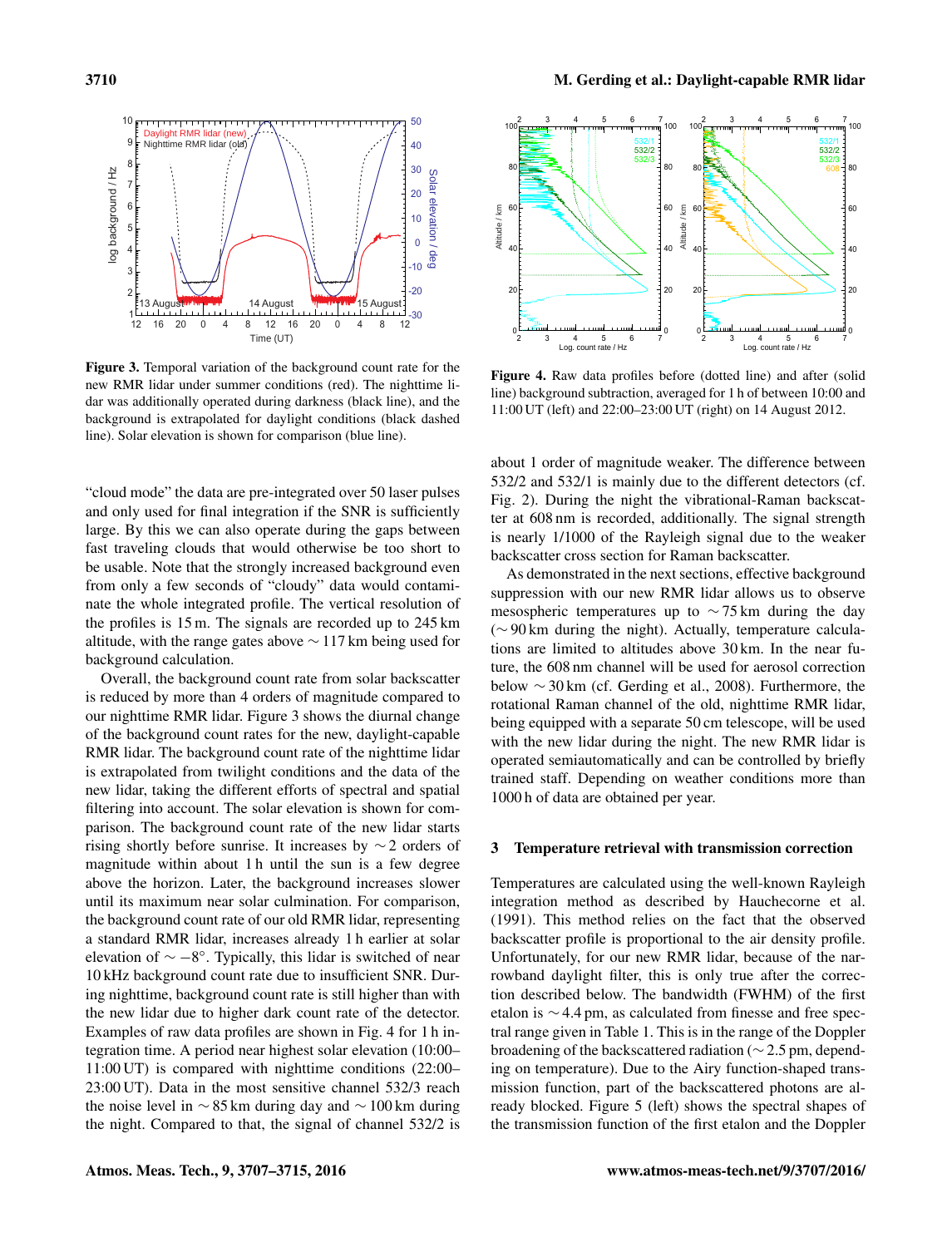**Figure 3.** Temporal variation of the background count rate for the new RMR lidar under summer conditions (red). The nighttime lidar was additionally operated during darkness (black line), and the background is extrapolated for daylight conditions (black dashed line). Solar elevation is shown for comparison (blue line).

**Figure 4.** Raw data profiles before (dotted line) and after (solid line) background subtraction, averaged for 1 h of between 10:00 and 11:00 UT (left) and 22:00–23:00 UT (right) on 14 August 2012.

"cloud mode" the data are pre-integrated over 50 laser pulses and only used for final integration if the SNR is sufficiently large. By this we can also operate during the gaps between fast traveling clouds that would otherwise be too short to be usable. Note that the strongly increased background even from only a few seconds of "cloudy" data would contaminate the whole integrated profile. The vertical resolution of the profiles is 15 m. The signals are recorded up to 245 km altitude, with the range gates above $\sim 117$ km being used for background calculation.

Overall, the background count rate from solar backscatter is reduced by more than 4 orders of magnitude compared to our nighttime RMR lidar. Figure 3 shows the diurnal change of the background count rates for the new, daylight-capable RMR lidar. The background count rate of the nighttime lidar is extrapolated from twilight conditions and the data of the new lidar, taking the different efforts of spectral and spatial filtering into account. The solar elevation is shown for comparison. The background count rate of the new lidar starts rising shortly before sunrise. It increases by $\sim 2$ orders of magnitude within about 1 h until the sun is a few degree above the horizon. Later, the background increases slower until its maximum near solar culmination. For comparison, the background count rate of our old RMR lidar, representing a standard RMR lidar, increases already 1 h earlier at solar elevation of $\sim -8°$. Typically, this lidar is switched of near 10 kHz background count rate due to insufficient SNR. During nighttime, background count rate is still higher than with the new lidar due to higher dark count rate of the detector. Examples of raw data profiles are shown in Fig. 4 for 1 h integration time. A period near highest solar elevation (10:00–11:00 UT) is compared with nighttime conditions (22:00–23:00 UT). Data in the most sensitive channel 532/3 reach the noise level in $\sim 85$ km during day and $\sim 100$ km during the night. Compared to that, the signal of channel 532/2 is about 1 order of magnitude weaker. The difference between 532/2 and 532/1 is mainly due to the different detectors (cf. Fig. 2). During the night the vibrational-Raman backscatter at 608 nm is recorded, additionally. The signal strength is nearly 1/1000 of the Rayleigh signal due to the weaker backscatter cross section for Raman backscatter.

As demonstrated in the next sections, effective background suppression with our new RMR lidar allows us to observe mesospheric temperatures up to $\sim 75$ km during the day ($\sim 90$ km during the night). Actually, temperature calculations are limited to altitudes above 30 km. In the near future, the 608 nm channel will be used for aerosol correction below $\sim 30$ km (cf. Gerding et al., 2008). Furthermore, the rotational Raman channel of the old, nighttime RMR lidar, being equipped with a separate 50 cm telescope, will be used with the new lidar during the night. The new RMR lidar is operated semiautomatically and can be controlled by briefly trained staff. Depending on weather conditions more than 1000 h of data are obtained per year.

## 3 Temperature retrieval with transmission correction

Temperatures are calculated using the well-known Rayleigh integration method as described by Hauchecorne et al. (1991). This method relies on the fact that the observed backscatter profile is proportional to the air density profile. Unfortunately, for our new RMR lidar, because of the narrowband daylight filter, this is only true after the correction described below. The bandwidth (FWHM) of the first etalon is $\sim 4.4$ pm, as calculated from finesse and free spectral range given in Table 1. This is in the range of the Doppler broadening of the backscattered radiation ($\sim 2.5$ pm, depending on temperature). Due to the Airy function-shaped transmission function, part of the backscattered photons are already blocked. Figure 5 (left) shows the spectral shapes of the transmission function of the first etalon and the Doppler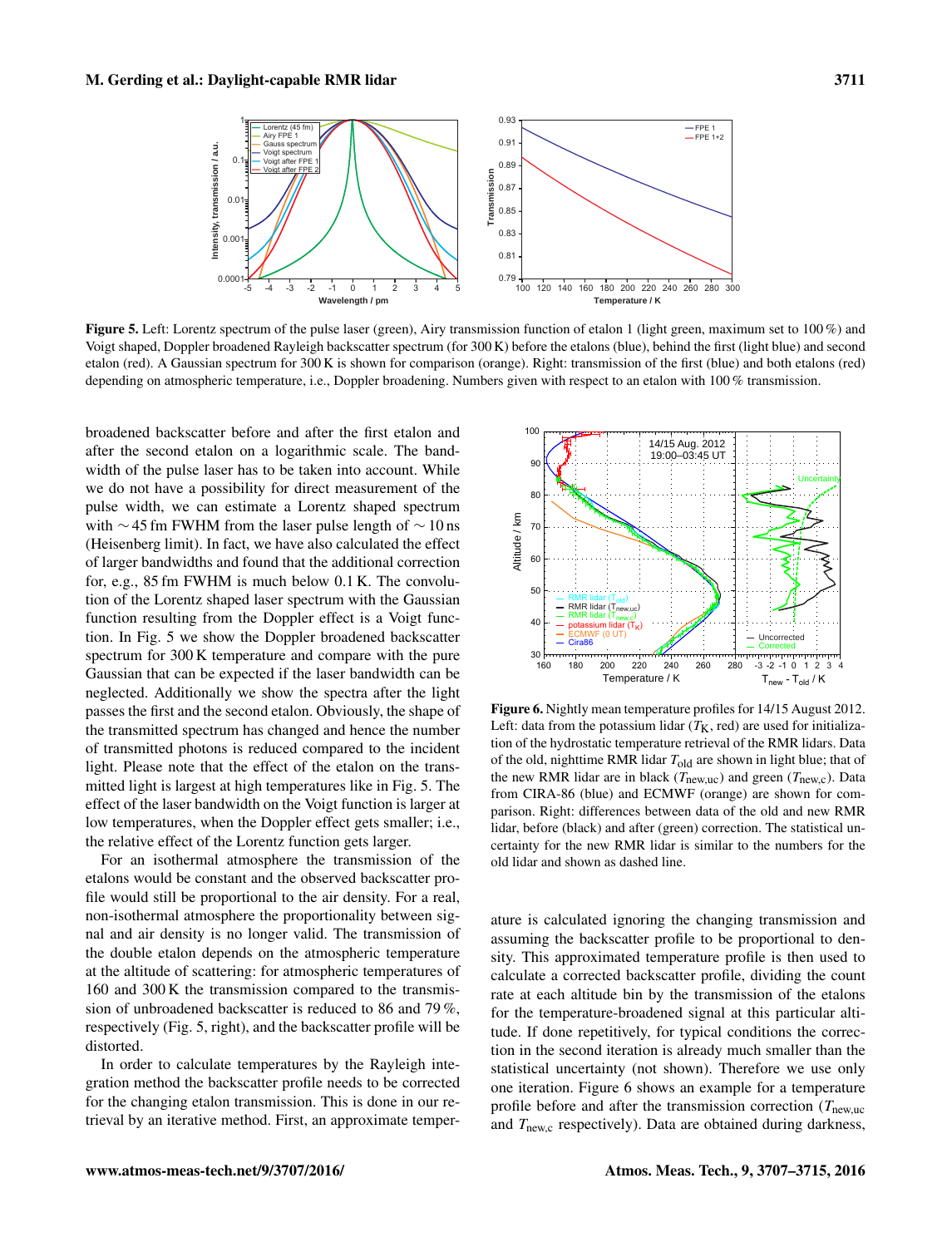**Figure 5.** Left: Lorentz spectrum of the pulse laser (green), Airy transmission function of etalon 1 (light green, maximum set to 100 %) and Voigt shaped, Doppler broadened Rayleigh backscatter spectrum (for 300 K) before the etalons (blue), behind the first (light blue) and second etalon (red). A Gaussian spectrum for 300 K is shown for comparison (orange). Right: transmission of the first (blue) and both etalons (red) depending on atmospheric temperature, i.e., Doppler broadening. Numbers given with respect to an etalon with 100 % transmission.

broadened backscatter before and after the first etalon and after the second etalon on a logarithmic scale. The bandwidth of the pulse laser has to be taken into account. While we do not have a possibility for direct measurement of the pulse width, we can estimate a Lorentz shaped spectrum with $\sim 45$ fm FWHM from the laser pulse length of $\sim 10$ ns (Heisenberg limit). In fact, we have also calculated the effect of larger bandwidths and found that the additional correction for, e.g., 85 fm FWHM is much below 0.1 K. The convolution of the Lorentz shaped laser spectrum with the Gaussian function resulting from the Doppler effect is a Voigt function. In Fig. 5 we show the Doppler broadened backscatter spectrum for 300 K temperature and compare with the pure Gaussian spectrum that can be expected if the laser bandwidth can be neglected. Additionally we show the spectra after the light passes the first and the second etalon. Obviously, the shape of the transmitted spectrum has changed and hence the number of transmitted photons is reduced compared to the incident light. Please note that the effect of the etalon on the transmitted light is largest at high temperatures like in Fig. 5. The effect of the laser bandwidth on the Voigt function is larger at low temperatures, when the Doppler effect gets smaller; i.e., the relative effect of the Lorentz function gets larger.

For an isothermal atmosphere the transmission of the etalons would be constant and the observed backscatter profile would still be proportional to the air density. For a real, non-isothermal atmosphere the proportionality between signal and air density is no longer valid. The transmission of the double etalon depends on the atmospheric temperature at the altitude of scattering: for atmospheric temperatures of 160 and 300 K the transmission compared to the transmission of unbroadened backscatter is reduced to 86 and 79 %, respectively (Fig. 5, right), and the backscatter profile will be distorted.

In order to calculate temperatures by the Rayleigh integration method the backscatter profile needs to be corrected for the changing etalon transmission. This is done in our retrieval by an iterative method. First, an approximate temperature is calculated ignoring the changing transmission and assuming the backscatter profile to be proportional to density. This approximated temperature profile is then used to calculate a corrected backscatter profile, dividing the count rate at each altitude bin by the transmission of the etalons for the temperature-broadened signal at this particular altitude. If done repetitively, for typical conditions the correction in the second iteration is already much smaller than the statistical uncertainty (not shown). Therefore we use only one iteration. Figure 6 shows an example for a temperature profile before and after the transmission correction ($T_{\mathrm{new,uc}}$ and $T_{\mathrm{new,c}}$ respectively). Data are obtained during darkness,

**Figure 6.** Nightly mean temperature profiles for 14/15 August 2012. Left: data from the potassium lidar ($T_{\mathrm{K}}$, red) are used for initialization of the hydrostatic temperature retrieval of the RMR lidars. Data of the old, nighttime RMR lidar $T_{\mathrm{old}}$ are shown in light blue; that of the new RMR lidar are in black ($T_{\mathrm{new,uc}}$) and green ($T_{\mathrm{new,c}}$). Data from CIRA-86 (blue) and ECMWF (orange) are shown for comparison. Right: differences between data of the old and new RMR lidar, before (black) and after (green) correction. The statistical uncertainty for the new RMR lidar is similar to the numbers for the old lidar and shown as dashed line.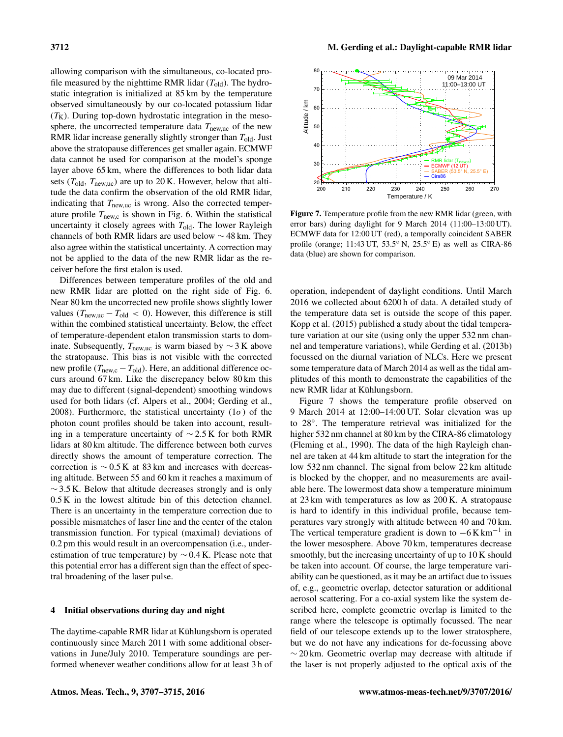allowing comparison with the simultaneous, co-located profile measured by the nighttime RMR lidar ($T_{old}$). The hydrostatic integration is initialized at 85 km by the temperature observed simultaneously by our co-located potassium lidar ($T_K$). During top-down hydrostatic integration in the mesosphere, the uncorrected temperature data $T_{new,uc}$ of the new RMR lidar increase generally slightly stronger than $T_{old}$. Just above the stratopause differences get smaller again. ECMWF data cannot be used for comparison at the model's sponge layer above 65 km, where the differences to both lidar data sets ($T_{old}$, $T_{new,uc}$) are up to 20 K. However, below that altitude the data confirm the observation of the old RMR lidar, indicating that $T_{new,uc}$ is wrong. Also the corrected temperature profile $T_{new,c}$ is shown in Fig. 6. Within the statistical uncertainty it closely agrees with $T_{old}$. The lower Rayleigh channels of both RMR lidars are used below ∼ 48 km. They also agree within the statistical uncertainty. A correction may not be applied to the data of the new RMR lidar as the receiver before the first etalon is used.

Differences between temperature profiles of the old and new RMR lidar are plotted on the right side of Fig. 6. Near 80 km the uncorrected new profile shows slightly lower values ($T_{new,uc} - T_{old} < 0$). However, this difference is still within the combined statistical uncertainty. Below, the effect of temperature-dependent etalon transmission starts to dominate. Subsequently, $T_{new,uc}$ is warm biased by ∼ 3 K above the stratopause. This bias is not visible with the corrected new profile ($T_{new,c} - T_{old}$). Here, an additional difference occurs around 67 km. Like the discrepancy below 80 km this may due to different (signal-dependent) smoothing windows used for both lidars (cf. Alpers et al., 2004; Gerding et al., 2008). Furthermore, the statistical uncertainty ($1\sigma$) of the photon count profiles should be taken into account, resulting in a temperature uncertainty of ∼ 2.5 K for both RMR lidars at 80 km altitude. The difference between both curves directly shows the amount of temperature correction. The correction is ∼ 0.5 K at 83 km and increases with decreasing altitude. Between 55 and 60 km it reaches a maximum of ∼ 3.5 K. Below that altitude decreases strongly and is only 0.5 K in the lowest altitude bin of this detection channel. There is an uncertainty in the temperature correction due to possible mismatches of laser line and the center of the etalon transmission function. For typical (maximal) deviations of 0.2 pm this would result in an overcompensation (i.e., underestimation of true temperature) by ∼ 0.4 K. Please note that this potential error has a different sign than the effect of spectral broadening of the laser pulse.

## 4 Initial observations during day and night

The daytime-capable RMR lidar at Kühlungsborn is operated continuously since March 2011 with some additional observations in June/July 2010. Temperature soundings are performed whenever weather conditions allow for at least 3 h of operation, independent of daylight conditions. Until March 2016 we collected about 6200 h of data. A detailed study of the temperature data set is outside the scope of this paper. Kopp et al. (2015) published a study about the tidal temperature variation at our site (using only the upper 532 nm channel and temperature variations), while Gerding et al. (2013b) focussed on the diurnal variation of NLCs. Here we present some temperature data of March 2014 as well as the tidal amplitudes of this month to demonstrate the capabilities of the new RMR lidar at Kühlungsborn.

**Figure 7.** Temperature profile from the new RMR lidar (green, with error bars) during daylight for 9 March 2014 (11:00–13:00 UT). ECMWF data for 12:00 UT (red), a temporally coincident SABER profile (orange; 11:43 UT, 53.5° N, 25.5° E) as well as CIRA-86 data (blue) are shown for comparison.

Figure 7 shows the temperature profile observed on 9 March 2014 at 12:00–14:00 UT. Solar elevation was up to 28°. The temperature retrieval was initialized for the higher 532 nm channel at 80 km by the CIRA-86 climatology (Fleming et al., 1990). The data of the high Rayleigh channel are taken at 44 km altitude to start the integration for the low 532 nm channel. The signal from below 22 km altitude is blocked by the chopper, and no measurements are available here. The lowermost data show a temperature minimum at 23 km with temperatures as low as 200 K. A stratopause is hard to identify in this individual profile, because temperatures vary strongly with altitude between 40 and 70 km. The vertical temperature gradient is down to $-6\,\mathrm{K\,km^{-1}}$ in the lower mesosphere. Above 70 km, temperatures decrease smoothly, but the increasing uncertainty of up to 10 K should be taken into account. Of course, the large temperature variability can be questioned, as it may be an artifact due to issues of, e.g., geometric overlap, detector saturation or additional aerosol scattering. For a co-axial system like the system described here, complete geometric overlap is limited to the range where the telescope is optimally focussed. The near field of our telescope extends up to the lower stratosphere, but we do not have any indications for de-focussing above ∼ 20 km. Geometric overlap may decrease with altitude if the laser is not properly adjusted to the optical axis of the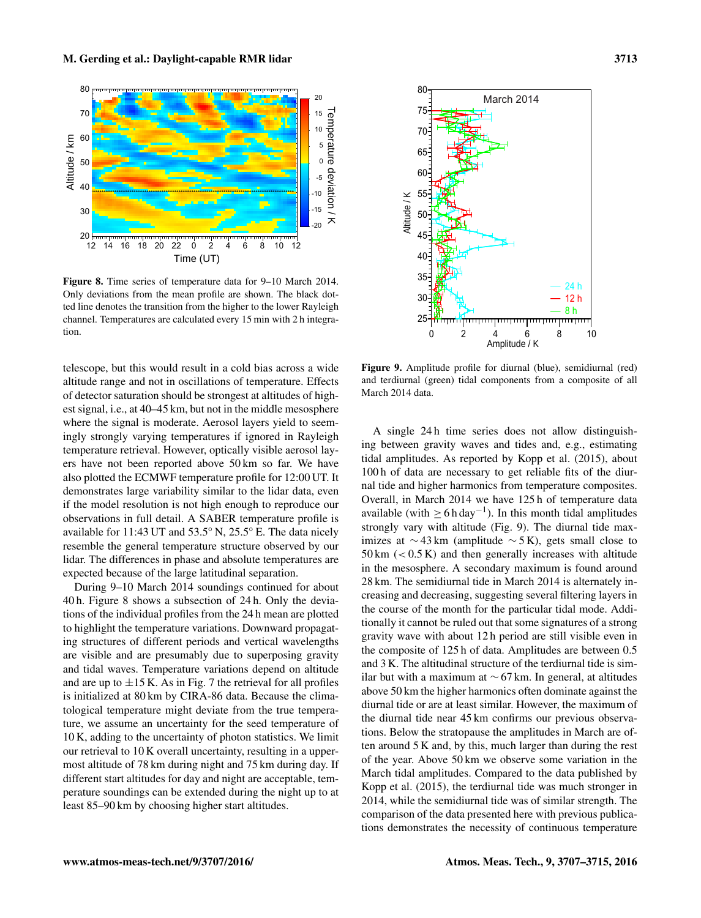Figure 8. Time series of temperature data for 9–10 March 2014. Only deviations from the mean profile are shown. The black dotted line denotes the transition from the higher to the lower Rayleigh channel. Temperatures are calculated every 15 min with 2 h integration.

Figure 9. Amplitude profile for diurnal (blue), semidiurnal (red) and terdiurnal (green) tidal components from a composite of all March 2014 data.

telescope, but this would result in a cold bias across a wide altitude range and not in oscillations of temperature. Effects of detector saturation should be strongest at altitudes of highest signal, i.e., at 40–45 km, but not in the middle mesosphere where the signal is moderate. Aerosol layers yield to seemingly strongly varying temperatures if ignored in Rayleigh temperature retrieval. However, optically visible aerosol layers have not been reported above 50 km so far. We have also plotted the ECMWF temperature profile for 12:00 UT. It demonstrates large variability similar to the lidar data, even if the model resolution is not high enough to reproduce our observations in full detail. A SABER temperature profile is available for 11:43 UT and 53.5° N, 25.5° E. The data nicely resemble the general temperature structure observed by our lidar. The differences in phase and absolute temperatures are expected because of the large latitudinal separation.

During 9–10 March 2014 soundings continued for about 40 h. Figure 8 shows a subsection of 24 h. Only the deviations of the individual profiles from the 24 h mean are plotted to highlight the temperature variations. Downward propagating structures of different periods and vertical wavelengths are visible and are presumably due to superposing gravity and tidal waves. Temperature variations depend on altitude and are up to ±15 K. As in Fig. 7 the retrieval for all profiles is initialized at 80 km by CIRA-86 data. Because the climatological temperature might deviate from the true temperature, we assume an uncertainty for the seed temperature of 10 K, adding to the uncertainty of photon statistics. We limit our retrieval to 10 K overall uncertainty, resulting in a uppermost altitude of 78 km during night and 75 km during day. If different start altitudes for day and night are acceptable, temperature soundings can be extended during the night up to at least 85–90 km by choosing higher start altitudes.

A single 24 h time series does not allow distinguishing between gravity waves and tides and, e.g., estimating tidal amplitudes. As reported by Kopp et al. (2015), about 100 h of data are necessary to get reliable fits of the diurnal tide and higher harmonics from temperature composites. Overall, in March 2014 we have 125 h of temperature data available (with $\geq 6\,\mathrm{h\,day^{-1}}$). In this month tidal amplitudes strongly vary with altitude (Fig. 9). The diurnal tide maximizes at ∼ 43 km (amplitude ∼ 5 K), gets small close to 50 km (< 0.5 K) and then generally increases with altitude in the mesosphere. A secondary maximum is found around 28 km. The semidiurnal tide in March 2014 is alternately increasing and decreasing, suggesting several filtering layers in the course of the month for the particular tidal mode. Additionally it cannot be ruled out that some signatures of a strong gravity wave with about 12 h period are still visible even in the composite of 125 h of data. Amplitudes are between 0.5 and 3 K. The altitudinal structure of the terdiurnal tide is similar but with a maximum at ∼ 67 km. In general, at altitudes above 50 km the higher harmonics often dominate against the diurnal tide or are at least similar. However, the maximum of the diurnal tide near 45 km confirms our previous observations. Below the stratopause the amplitudes in March are often around 5 K and, by this, much larger than during the rest of the year. Above 50 km we observe some variation in the March tidal amplitudes. Compared to the data published by Kopp et al. (2015), the terdiurnal tide was much stronger in 2014, while the semidiurnal tide was of similar strength. The comparison of the data presented here with previous publications demonstrates the necessity of continuous temperature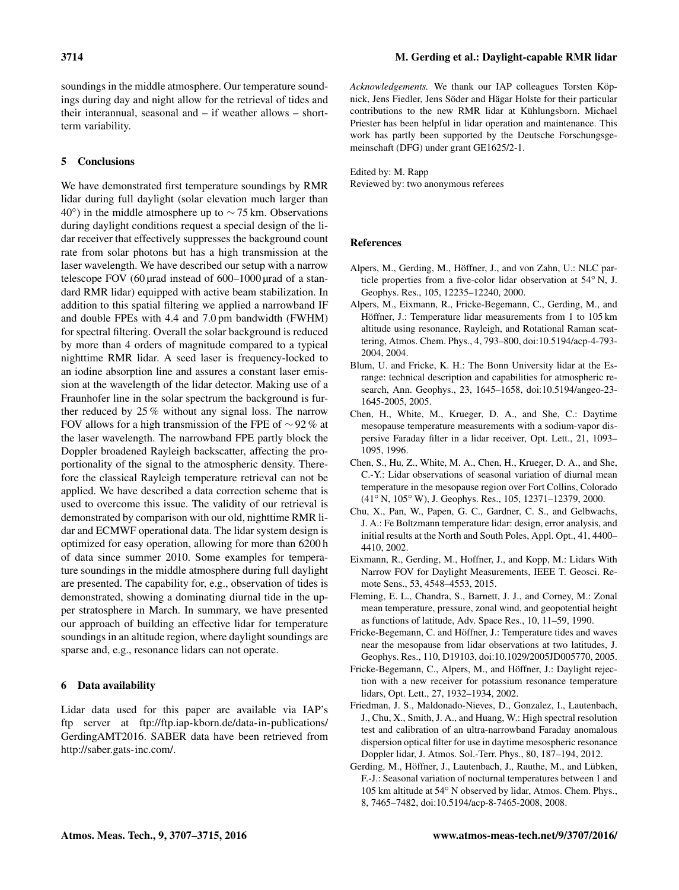soundings in the middle atmosphere. Our temperature soundings during day and night allow for the retrieval of tides and their interannual, seasonal and – if weather allows – short-term variability.

## 5 Conclusions

We have demonstrated first temperature soundings by RMR lidar during full daylight (solar elevation much larger than 40°) in the middle atmosphere up to ∼ 75 km. Observations during daylight conditions request a special design of the lidar receiver that effectively suppresses the background count rate from solar photons but has a high transmission at the laser wavelength. We have described our setup with a narrow telescope FOV (60 µrad instead of 600–1000 µrad of a standard RMR lidar) equipped with active beam stabilization. In addition to this spatial filtering we applied a narrowband IF and double FPEs with 4.4 and 7.0 pm bandwidth (FWHM) for spectral filtering. Overall the solar background is reduced by more than 4 orders of magnitude compared to a typical nighttime RMR lidar. A seed laser is frequency-locked to an iodine absorption line and assures a constant laser emission at the wavelength of the lidar detector. Making use of a Fraunhofer line in the solar spectrum the background is further reduced by 25 % without any signal loss. The narrow FOV allows for a high transmission of the FPE of ∼ 92 % at the laser wavelength. The narrowband FPE partly block the Doppler broadened Rayleigh backscatter, affecting the proportionality of the signal to the atmospheric density. Therefore the classical Rayleigh temperature retrieval can not be applied. We have described a data correction scheme that is used to overcome this issue. The validity of our retrieval is demonstrated by comparison with our old, nighttime RMR lidar and ECMWF operational data. The lidar system design is optimized for easy operation, allowing for more than 6200 h of data since summer 2010. Some examples for temperature soundings in the middle atmosphere during full daylight are presented. The capability for, e.g., observation of tides is demonstrated, showing a dominating diurnal tide in the upper stratosphere in March. In summary, we have presented our approach of building an effective lidar for temperature soundings in an altitude region, where daylight soundings are sparse and, e.g., resonance lidars can not operate.

## 6 Data availability

Lidar data used for this paper are available via IAP's ftp server at ftp://ftp.iap-kborn.de/data-in-publications/GerdingAMT2016. SABER data have been retrieved from http://saber.gats-inc.com/.

*Acknowledgements.* We thank our IAP colleagues Torsten Köpnick, Jens Fiedler, Jens Söder and Hägar Holste for their particular contributions to the new RMR lidar at Kühlungsborn. Michael Priester has been helpful in lidar operation and maintenance. This work has partly been supported by the Deutsche Forschungsgemeinschaft (DFG) under grant GE1625/2-1.

Edited by: M. Rapp
Reviewed by: two anonymous referees

## References

Alpers, M., Gerding, M., Höffner, J., and von Zahn, U.: NLC particle properties from a five-color lidar observation at 54° N, J. Geophys. Res., 105, 12235–12240, 2000.

Alpers, M., Eixmann, R., Fricke-Begemann, C., Gerding, M., and Höffner, J.: Temperature lidar measurements from 1 to 105 km altitude using resonance, Rayleigh, and Rotational Raman scattering, Atmos. Chem. Phys., 4, 793–800, doi:10.5194/acp-4-793-2004, 2004.

Blum, U. and Fricke, K. H.: The Bonn University lidar at the Esrange: technical description and capabilities for atmospheric research, Ann. Geophys., 23, 1645–1658, doi:10.5194/angeo-23-1645-2005, 2005.

Chen, H., White, M., Krueger, D. A., and She, C.: Daytime mesopause temperature measurements with a sodium-vapor dispersive Faraday filter in a lidar receiver, Opt. Lett., 21, 1093–1095, 1996.

Chen, S., Hu, Z., White, M. A., Chen, H., Krueger, D. A., and She, C.-Y.: Lidar observations of seasonal variation of diurnal mean temperature in the mesopause region over Fort Collins, Colorado (41° N, 105° W), J. Geophys. Res., 105, 12371–12379, 2000.

Chu, X., Pan, W., Papen, G. C., Gardner, C. S., and Gelbwachs, J. A.: Fe Boltzmann temperature lidar: design, error analysis, and initial results at the North and South Poles, Appl. Opt., 41, 4400–4410, 2002.

Eixmann, R., Gerding, M., Hoffner, J., and Kopp, M.: Lidars With Narrow FOV for Daylight Measurements, IEEE T. Geosci. Remote Sens., 53, 4548–4553, 2015.

Fleming, E. L., Chandra, S., Barnett, J. J., and Corney, M.: Zonal mean temperature, pressure, zonal wind, and geopotential height as functions of latitude, Adv. Space Res., 10, 11–59, 1990.

Fricke-Begemann, C. and Höffner, J.: Temperature tides and waves near the mesopause from lidar observations at two latitudes, J. Geophys. Res., 110, D19103, doi:10.1029/2005JD005770, 2005.

Fricke-Begemann, C., Alpers, M., and Höffner, J.: Daylight rejection with a new receiver for potassium resonance temperature lidars, Opt. Lett., 27, 1932–1934, 2002.

Friedman, J. S., Maldonado-Nieves, D., Gonzalez, I., Lautenbach, J., Chu, X., Smith, J. A., and Huang, W.: High spectral resolution test and calibration of an ultra-narrowband Faraday anomalous dispersion optical filter for use in daytime mesospheric resonance Doppler lidar, J. Atmos. Sol.-Terr. Phys., 80, 187–194, 2012.

Gerding, M., Höffner, J., Lautenbach, J., Rauthe, M., and Lübken, F.-J.: Seasonal variation of nocturnal temperatures between 1 and 105 km altitude at 54° N observed by lidar, Atmos. Chem. Phys., 8, 7465–7482, doi:10.5194/acp-8-7465-2008, 2008.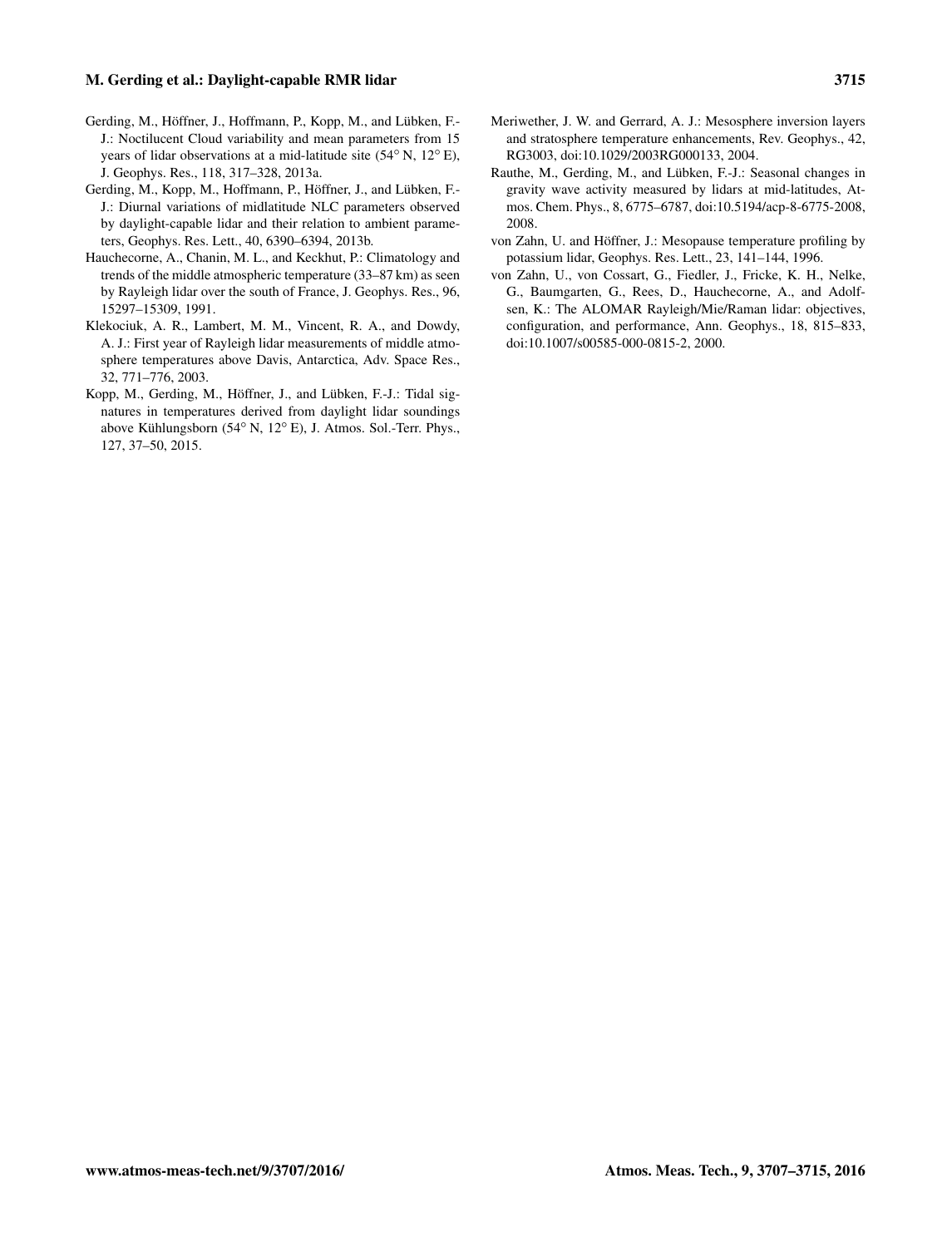Gerding, M., Höffner, J., Hoffmann, P., Kopp, M., and Lübken, F.-J.: Noctilucent Cloud variability and mean parameters from 15 years of lidar observations at a mid-latitude site (54° N, 12° E), J. Geophys. Res., 118, 317–328, 2013a.

Gerding, M., Kopp, M., Hoffmann, P., Höffner, J., and Lübken, F.-J.: Diurnal variations of midlatitude NLC parameters observed by daylight-capable lidar and their relation to ambient parameters, Geophys. Res. Lett., 40, 6390–6394, 2013b.

Hauchecorne, A., Chanin, M. L., and Keckhut, P.: Climatology and trends of the middle atmospheric temperature (33–87 km) as seen by Rayleigh lidar over the south of France, J. Geophys. Res., 96, 15297–15309, 1991.

Klekociuk, A. R., Lambert, M. M., Vincent, R. A., and Dowdy, A. J.: First year of Rayleigh lidar measurements of middle atmosphere temperatures above Davis, Antarctica, Adv. Space Res., 32, 771–776, 2003.

Kopp, M., Gerding, M., Höffner, J., and Lübken, F.-J.: Tidal signatures in temperatures derived from daylight lidar soundings above Kühlungsborn (54° N, 12° E), J. Atmos. Sol.-Terr. Phys., 127, 37–50, 2015.

Meriwether, J. W. and Gerrard, A. J.: Mesosphere inversion layers and stratosphere temperature enhancements, Rev. Geophys., 42, RG3003, doi:10.1029/2003RG000133, 2004.

Rauthe, M., Gerding, M., and Lübken, F.-J.: Seasonal changes in gravity wave activity measured by lidars at mid-latitudes, Atmos. Chem. Phys., 8, 6775–6787, doi:10.5194/acp-8-6775-2008, 2008.

von Zahn, U. and Höffner, J.: Mesopause temperature profiling by potassium lidar, Geophys. Res. Lett., 23, 141–144, 1996.

von Zahn, U., von Cossart, G., Fiedler, J., Fricke, K. H., Nelke, G., Baumgarten, G., Rees, D., Hauchecorne, A., and Adolfsen, K.: The ALOMAR Rayleigh/Mie/Raman lidar: objectives, configuration, and performance, Ann. Geophys., 18, 815–833, doi:10.1007/s00585-000-0815-2, 2000.